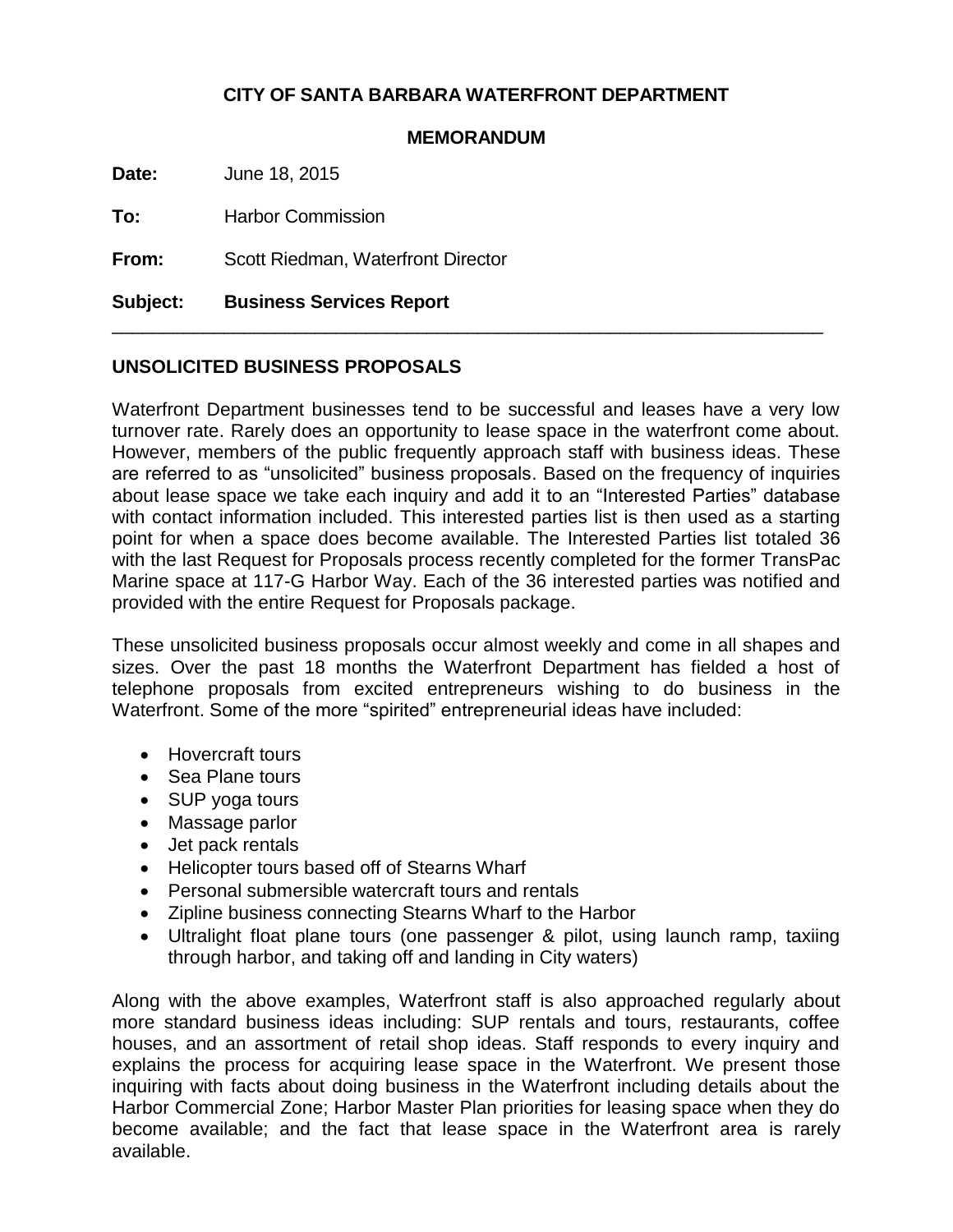**CITY OF SANTA BARBARA WATERFRONT DEPARTMENT**

**MEMORANDUM**

**Date:** June 18, 2015

**To:** Harbor Commission

**From:** Scott Riedman, Waterfront Director

**Subject: Business Services Report**

---

## UNSOLICITED BUSINESS PROPOSALS

Waterfront Department businesses tend to be successful and leases have a very low turnover rate. Rarely does an opportunity to lease space in the waterfront come about. However, members of the public frequently approach staff with business ideas. These are referred to as "unsolicited" business proposals. Based on the frequency of inquiries about lease space we take each inquiry and add it to an "Interested Parties" database with contact information included. This interested parties list is then used as a starting point for when a space does become available. The Interested Parties list totaled 36 with the last Request for Proposals process recently completed for the former TransPac Marine space at 117-G Harbor Way. Each of the 36 interested parties was notified and provided with the entire Request for Proposals package.

These unsolicited business proposals occur almost weekly and come in all shapes and sizes. Over the past 18 months the Waterfront Department has fielded a host of telephone proposals from excited entrepreneurs wishing to do business in the Waterfront. Some of the more "spirited" entrepreneurial ideas have included:

- Hovercraft tours
- Sea Plane tours
- SUP yoga tours
- Massage parlor
- Jet pack rentals
- Helicopter tours based off of Stearns Wharf
- Personal submersible watercraft tours and rentals
- Zipline business connecting Stearns Wharf to the Harbor
- Ultralight float plane tours (one passenger & pilot, using launch ramp, taxiing through harbor, and taking off and landing in City waters)

Along with the above examples, Waterfront staff is also approached regularly about more standard business ideas including: SUP rentals and tours, restaurants, coffee houses, and an assortment of retail shop ideas. Staff responds to every inquiry and explains the process for acquiring lease space in the Waterfront. We present those inquiring with facts about doing business in the Waterfront including details about the Harbor Commercial Zone; Harbor Master Plan priorities for leasing space when they do become available; and the fact that lease space in the Waterfront area is rarely available.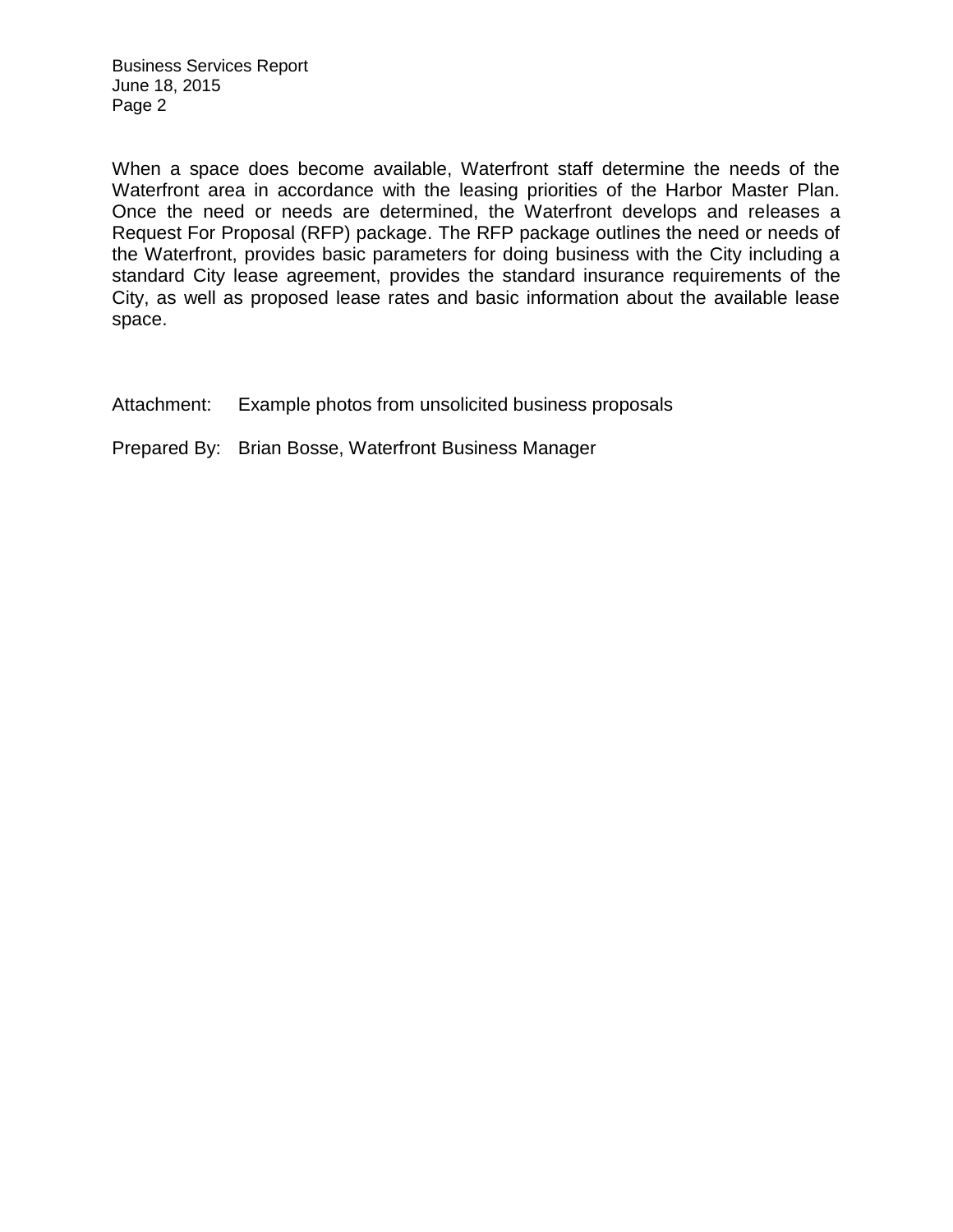When a space does become available, Waterfront staff determine the needs of the Waterfront area in accordance with the leasing priorities of the Harbor Master Plan. Once the need or needs are determined, the Waterfront develops and releases a Request For Proposal (RFP) package. The RFP package outlines the need or needs of the Waterfront, provides basic parameters for doing business with the City including a standard City lease agreement, provides the standard insurance requirements of the City, as well as proposed lease rates and basic information about the available lease space.

Attachment: Example photos from unsolicited business proposals

Prepared By: Brian Bosse, Waterfront Business Manager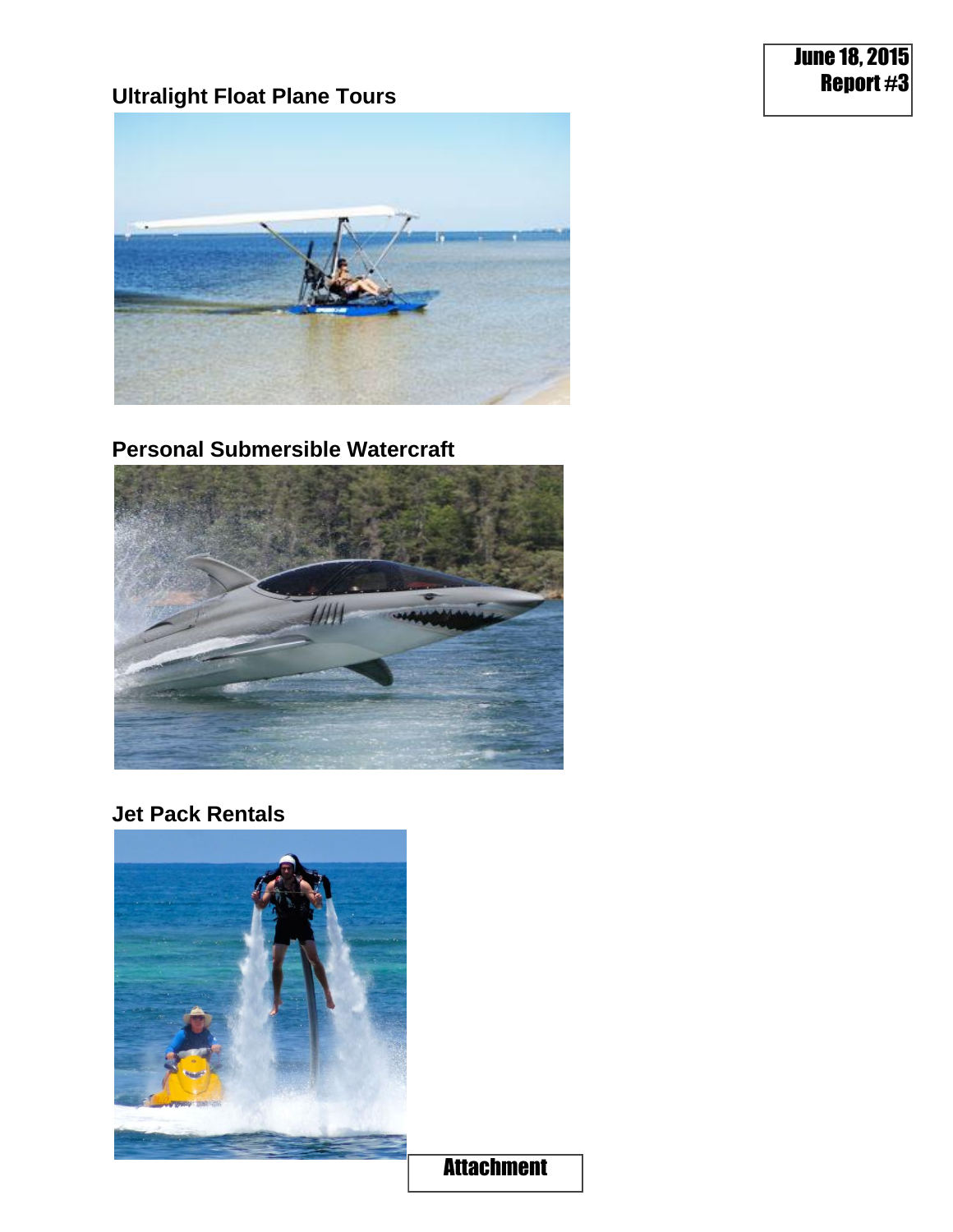June 18, 2015
Report #3

## Ultralight Float Plane Tours

## Personal Submersible Watercraft

## Jet Pack Rentals

Attachment